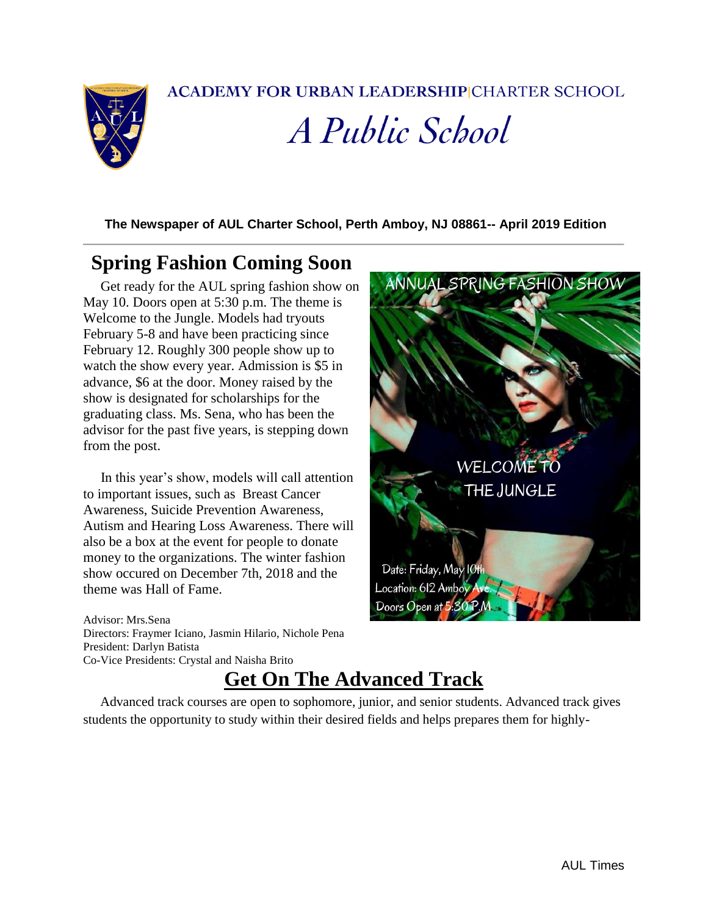ACADEMY FOR URBAN LEADERSHIP|CHARTER SCHOOL

*A Public School*

**The Newspaper of AUL Charter School, Perth Amboy, NJ 08861-- April 2019 Edition**

## Spring Fashion Coming Soon

Get ready for the AUL spring fashion show on May 10. Doors open at 5:30 p.m. The theme is Welcome to the Jungle. Models had tryouts February 5-8 and have been practicing since February 12. Roughly 300 people show up to watch the show every year. Admission is $5 in advance, $6 at the door. Money raised by the show is designated for scholarships for the graduating class. Ms. Sena, who has been the advisor for the past five years, is stepping down from the post.

In this year's show, models will call attention to important issues, such as Breast Cancer Awareness, Suicide Prevention Awareness, Autism and Hearing Loss Awareness. There will also be a box at the event for people to donate money to the organizations. The winter fashion show occured on December 7th, 2018 and the theme was Hall of Fame.

ANNUAL SPRING FASHION SHOW

WELCOME TO THE JUNGLE

Date: Friday, May 10th
Location: 612 Amboy Ave.
Doors Open at 5:30 P.M

Advisor: Mrs.Sena
Directors: Fraymer Iciano, Jasmin Hilario, Nichole Pena
President: Darlyn Batista
Co-Vice Presidents: Crystal and Naisha Brito

## Get On The Advanced Track

Advanced track courses are open to sophomore, junior, and senior students. Advanced track gives students the opportunity to study within their desired fields and helps prepares them for highly-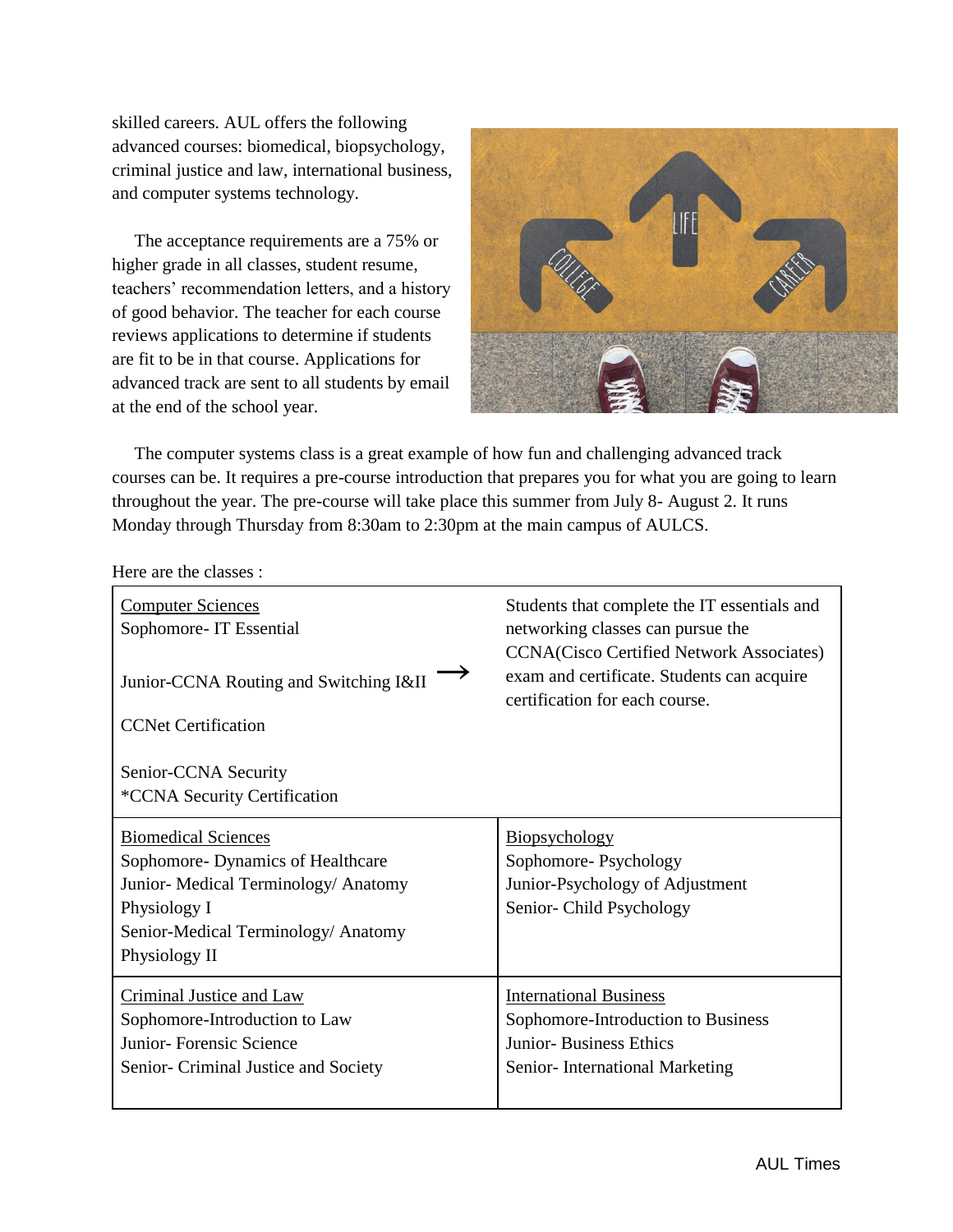skilled careers. AUL offers the following advanced courses: biomedical, biopsychology, criminal justice and law, international business, and computer systems technology.

The acceptance requirements are a 75% or higher grade in all classes, student resume, teachers' recommendation letters, and a history of good behavior. The teacher for each course reviews applications to determine if students are fit to be in that course. Applications for advanced track are sent to all students by email at the end of the school year.

The computer systems class is a great example of how fun and challenging advanced track courses can be. It requires a pre-course introduction that prepares you for what you are going to learn throughout the year. The pre-course will take place this summer from July 8- August 2. It runs Monday through Thursday from 8:30am to 2:30pm at the main campus of AULCS.

Here are the classes :

| | |
|---|---|
| <u>Computer Sciences</u><br>Sophomore- IT Essential<br><br>Junior-CCNA Routing and Switching I&II →<br><br>CCNet Certification<br><br>Senior-CCNA Security<br>*CCNA Security Certification | Students that complete the IT essentials and networking classes can pursue the CCNA(Cisco Certified Network Associates) exam and certificate. Students can acquire certification for each course. |
| <u>Biomedical Sciences</u><br>Sophomore- Dynamics of Healthcare<br>Junior- Medical Terminology/ Anatomy Physiology I<br>Senior-Medical Terminology/ Anatomy Physiology II | <u>Biopsychology</u><br>Sophomore- Psychology<br>Junior-Psychology of Adjustment<br>Senior- Child Psychology |
| <u>Criminal Justice and Law</u><br>Sophomore-Introduction to Law<br>Junior- Forensic Science<br>Senior- Criminal Justice and Society | <u>International Business</u><br>Sophomore-Introduction to Business<br>Junior- Business Ethics<br>Senior- International Marketing |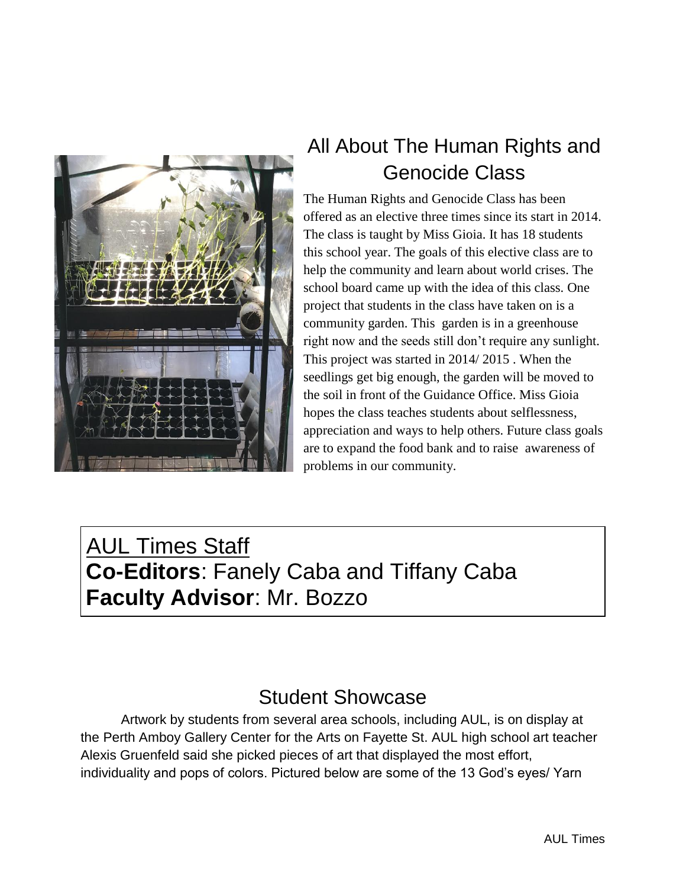## All About The Human Rights and Genocide Class

The Human Rights and Genocide Class has been offered as an elective three times since its start in 2014. The class is taught by Miss Gioia. It has 18 students this school year. The goals of this elective class are to help the community and learn about world crises. The school board came up with the idea of this class. One project that students in the class have taken on is a community garden. This garden is in a greenhouse right now and the seeds still don't require any sunlight. This project was started in 2014/ 2015 . When the seedlings get big enough, the garden will be moved to the soil in front of the Guidance Office. Miss Gioia hopes the class teaches students about selflessness, appreciation and ways to help others. Future class goals are to expand the food bank and to raise awareness of problems in our community.

<u>AUL Times Staff</u>
**Co-Editors**: Fanely Caba and Tiffany Caba
**Faculty Advisor**: Mr. Bozzo

## Student Showcase

Artwork by students from several area schools, including AUL, is on display at the Perth Amboy Gallery Center for the Arts on Fayette St. AUL high school art teacher Alexis Gruenfeld said she picked pieces of art that displayed the most effort, individuality and pops of colors. Pictured below are some of the 13 God's eyes/ Yarn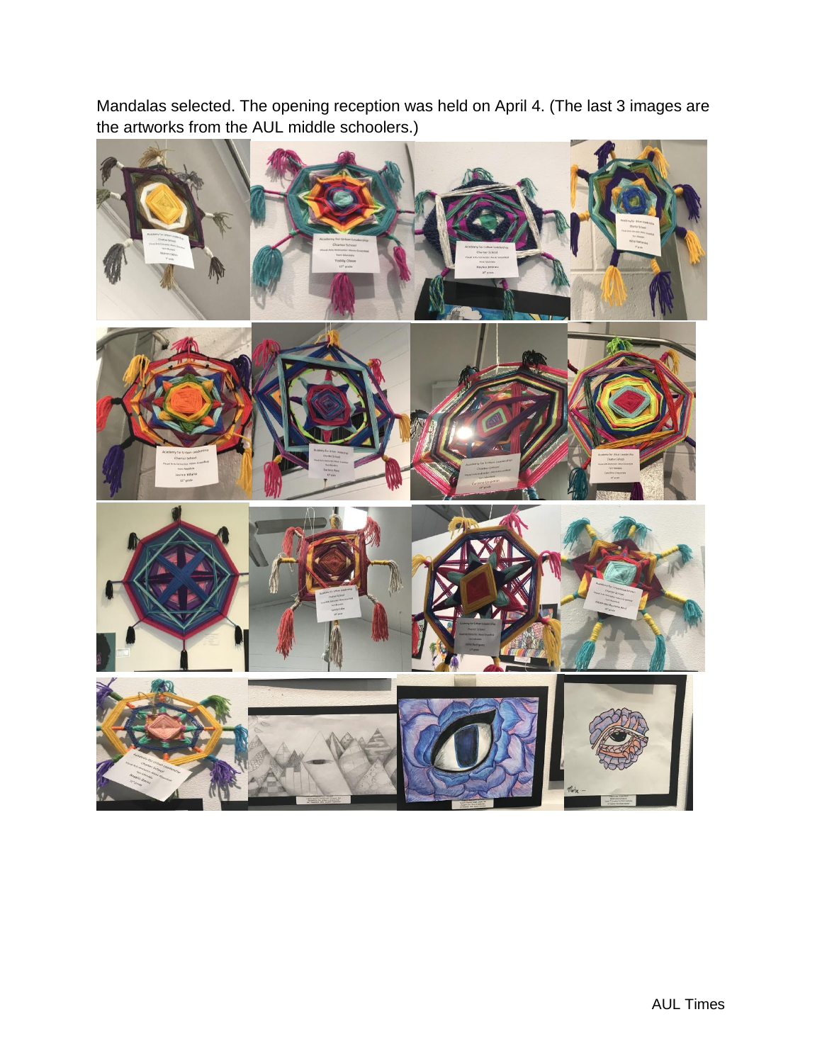Mandalas selected. The opening reception was held on April 4. (The last 3 images are the artworks from the AUL middle schoolers.)